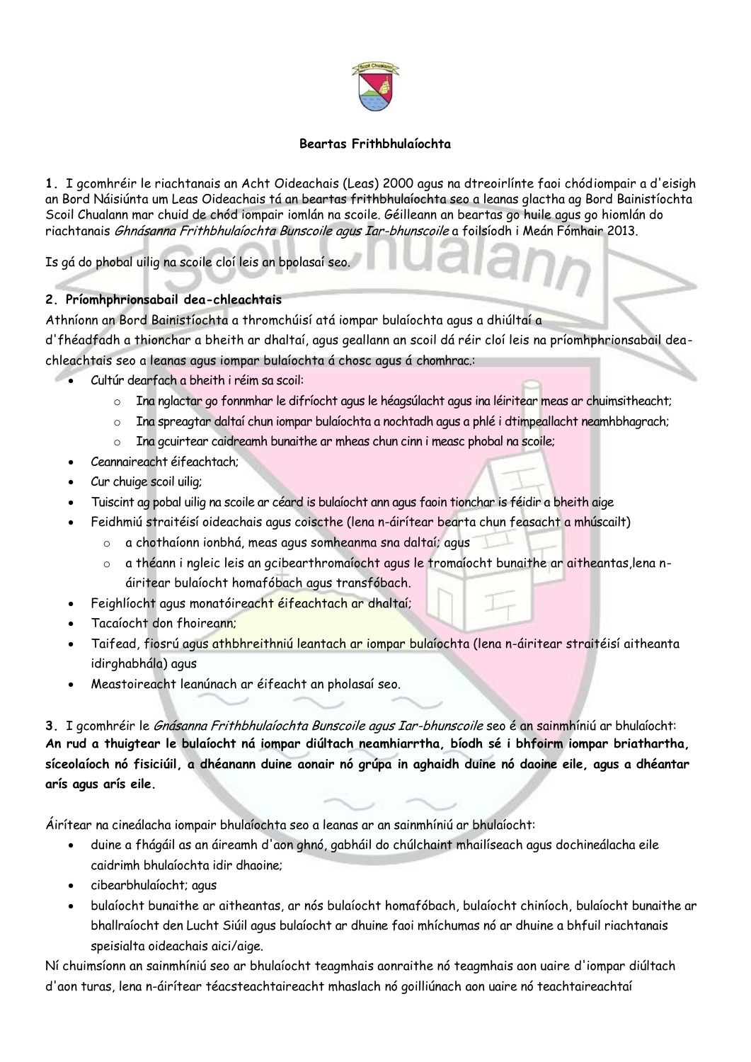**Beartas Frithbhulaíochta**

**1.** I gcomhréir le riachtanais an Acht Oideachais (Leas) 2000 agus na dtreoirlínte faoi chódiompair a d'eisigh an Bord Náisiúnta um Leas Oideachais tá an beartas frithbhulaíochta seo a leanas glactha ag Bord Bainistíochta Scoil Chualann mar chuid de chód iompair iomlán na scoile. Géilleann an beartas go huile agus go hiomlán do riachtanais *Ghnásanna Frithbhulaíochta Bunscoile agus Iar-bhunscoile* a foilsíodh i Meán Fómhair 2013.

Is gá do phobal uilig na scoile cloí leis an bpolasaí seo.

**2. Príomhphrionsabail dea-chleachtais**

Athníonn an Bord Bainistíochta a thromchúisí atá iompar bulaíochta agus a dhiúltaí a d'fhéadfadh a thionchar a bheith ar dhaltaí, agus geallann an scoil dá réir cloí leis na príomhphrionsabail dea-chleachtais seo a leanas agus iompar bulaíochta á chosc agus á chomhrac.:

- Cultúr dearfach a bheith i réim sa scoil:
  - Ina nglactar go fonnmhar le difríocht agus le héagsúlacht agus ina léiritear meas ar chuimsitheacht;
  - Ina spreagtar daltaí chun iompar bulaíochta a nochtadh agus a phlé i dtimpeallacht neamhbhagrach;
  - Ina gcuirtear caidreamh bunaithe ar mheas chun cinn i measc phobal na scoile;
- Ceannaireacht éifeachtach;
- Cur chuige scoil uilig;
- Tuiscint ag pobal uilig na scoile ar céard is bulaíocht ann agus faoin tionchar is féidir a bheith aige
- Feidhmiú straitéisí oideachais agus coisctheᅟ(lena n-áirítear bearta chun feasacht a mhúscailt)
  - a chothaíonn ionbhá, meas agus somheanma sna daltaí; agus
  - a théann i ngleic leis an gcibearthromaíocht agus le tromaíocht bunaithe ar aitheantas,lena n-áiritear bulaíocht homafóbach agus transfóbach.
- Feighlíocht agus monatóireacht éifeachtach ar dhaltaí;
- Tacaíocht don fhoireann;
- Taifead, fiosrú agus athbhreithniú leantach ar iompar bulaíochta (lena n-áiritear straitéisí aitheanta idirghabhála) agus
- Meastoireacht leanúnach ar éifeacht an pholasaí seo.

**3.** I gcomhréir le *Gnásanna Frithbhulaíochta Bunscoile agus Iar-bhunscoile* seo é an sainmhíniú ar bhulaíocht: **An rud a thuigtear le bulaíocht ná iompar diúltach neamhiarrtha, bíodh sé i bhfoirm iompar briathartha, síceolaíoch nó fisiciúil, a dhéanann duine aonair nó grúpa in aghaidh duine nó daoine eile, agus a dhéantar arís agus arís eile.**

Áirítear na cineálacha iompair bhulaíochta seo a leanas ar an sainmhíniú ar bhulaíocht:

- duine a fhágáil as an áireamh d'aon ghnó, gabháil do chúlchaint mhailíseach agus dochineálacha eile caidrimh bhulaíochta idir dhaoine;
- cibearbhulaíocht; agus
- bulaíocht bunaithe ar aitheantas, ar nós bulaíocht homafóbach, bulaíocht chiníoch, bulaíocht bunaithe ar bhallraíocht den Lucht Siúil agus bulaíocht ar dhuine faoi mhíchumas nó ar dhuine a bhfuil riachtanais speisialta oideachais aici/aige.

Ní chuimsíonn an sainmhíniú seo ar bhulaíocht teagmhais aonraithe nó teagmhais aon uaire d'iompar diúltach d'aon turas, lena n-áirítear téacsteachtaireacht mhaslach nó goilliúnach aon uaire nó teachtaireachtaí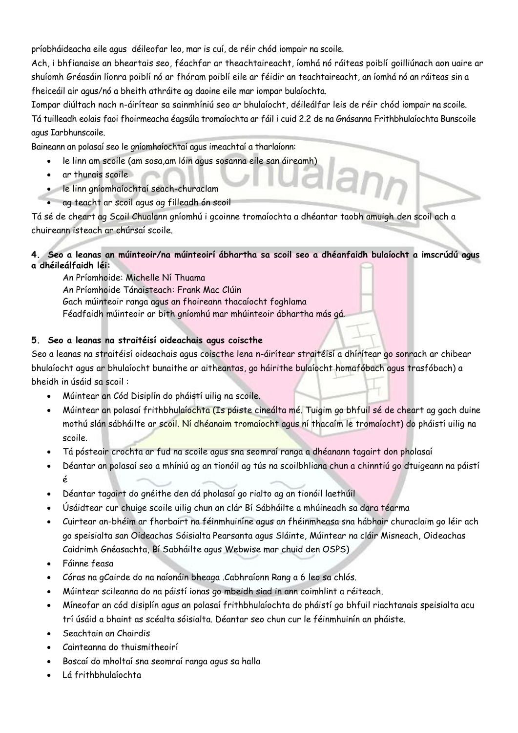príobháideacha eile agus déileofar leo, mar is cuí, de réir chód iompair na scoile.

Ach, i bhfianaise an bheartais seo, féachfar ar theachtaireacht, íomhá nó ráiteas poiblí goilliúnach aon uaire ar shuíomh Gréasáin líonra poiblí nó ar fhóram poiblí eile ar féidir an teachtaireacht, an íomhá nó an ráiteas sin a fheiceáil air agus/nó a bheith athráite ag daoine eile mar iompar bulaíochta.

Iompar diúltach nach n-áirítear sa sainmhíniú seo ar bhulaíocht, déileálfar leis de réir chód iompair na scoile.

Tá tuilleadh eolais faoi fhoirmeacha éagsúla tromaíochta ar fáil i cuid 2.2 de na Gnásanna Frithbhulaíochta Bunscoile agus Iarbhunscoile.

Baineann an polasaí seo le gníomhaíochtaí agus imeachtaí a tharlaíonn:

- le linn am scoile (am sosa,am lóin agus sosanna eile san áireamh)
- ar thurais scoile
- le linn gníomhaíochtaí seach-churaclam
- ag teacht ar scoil agus ag filleadh ón scoil

Tá sé de cheart ag Scoil Chualann gníomhú i gcoinne tromaíochta a dhéantar taobh amuigh den scoil ach a chuireann isteach ar chúrsaí scoile.

**4. Seo a leanas an múinteoir/na múinteoirí ábhartha sa scoil seo a dhéanfaidh bulaíocht a imscrúdú agus a dhéileálfaidh léi:**

An Príomhoide: Michelle Ní Thuama
An Príomhoide Tánaisteach: Frank Mac Clúin
Gach múinteoir ranga agus an fhoireann thacaíocht foghlama
Féadfaidh múinteoir ar bith gníomhú mar mhúinteoir ábhartha más gá.

**5. Seo a leanas na straitéisí oideachais agus coiscthe**

Seo a leanas na straitéisí oideachais agus coiscthe lena n-áirítear straitéisí a dhírítear go sonrach ar chibear bhulaíocht agus ar bhulaíocht bunaithe ar aitheantas, go háirithe bulaíocht homafóbach agus trasfóbach) a bheidh in úsáid sa scoil :

- Múintear an Cód Disiplín do pháistí uilig na scoile.
- Múintear an polasaí frithbhulaíochta (Is páiste cineálta mé. Tuigim go bhfuil sé de cheart ag gach duine mothú slán sábháilte ar scoil. Ní dhéanaim tromaíocht agus ní thacaím le tromaíocht) do pháistí uilig na scoile.
- Tá pósteair crochta ar fud na scoile agus sna seomraí ranga a dhéanann tagairt don pholasaí
- Déantar an polasaí seo a mhíniú ag an tionóil ag tús na scoilbhliana chun a chinntiú go dtuigeann na páistí é
- Déantar tagairt do gnéithe den dá pholasaí go rialto ag an tionóil laethúil
- Úsáidtear cur chuige scoile uilig chun an clár Bí Sábháilte a mhúineadh sa dara téarma
- Cuirtear an-bhéim ar fhorbairt na féinmhuiníne agus an fhéinmheasa sna hábhair churaclaim go léir ach go speisialta san Oideachas Sóisialta Pearsanta agus Sláinte, Múintear na cláir Misneach, Oideachas Caidrimh Gnéasachta, Bí Sabháilte agus Webwise mar chuid den OSPS)
- Fáinne feasa
- Córas na gCairde do na naíonáin bheaga .Cabhraíonn Rang a 6 leo sa chlós.
- Múintear scileanna do na páistí ionas go mbeidh siad in ann coimhlint a réiteach.
- Míneofar an cód disiplín agus an polasaí frithbhulaíochta do pháistí go bhfuil riachtanais speisialta acu trí úsáid a bhaint as scéalta sóisialta. Déantar seo chun cur le féinmhuinín an pháiste.
- Seachtain an Chairdis
- Cainteanna do thuismitheoirí
- Boscaí do mholtaí sna seomraí ranga agus sa halla
- Lá frithbhulaíochta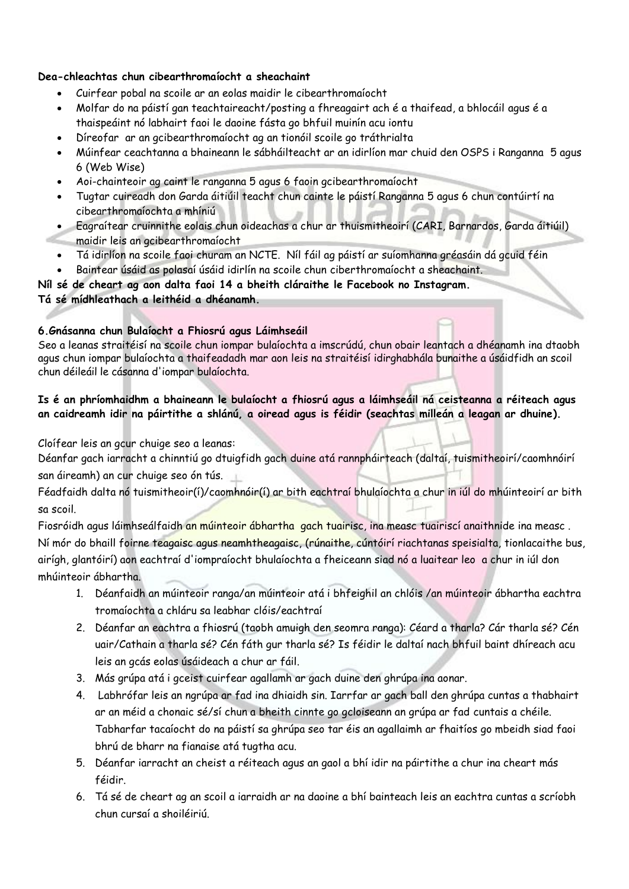**Dea-chleachtas chun cibearthromaíocht a sheachaint**

- Cuirfear pobal na scoile ar an eolas maidir le cibearthromaíocht
- Molfar do na páistí gan teachtaireacht/posting a fhreagairt ach é a thaifead, a bhlocáil agus é a thaispeáint nó labhairt faoi le daoine fásta go bhfuil muinín acu iontu
- Díreofar ar an gcibearthromaíocht ag an tionóil scoile go tráthrialta
- Múinfear ceachtanna a bhaineann le sábháilteacht ar an idirlíon mar chuid den OSPS i Ranganna 5 agus 6 (Web Wise)
- Aoi-chainteoir ag caint le ranganna 5 agus 6 faoin gcibearthromaíocht
- Tugtar cuireadh don Garda áitiúil teacht chun cainte le páistí Ranganna 5 agus 6 chun contúirtí na cibearthromaíochta a mhíniú
- Eagraítear cruinnithe eolais chun oideachas a chur ar thuismitheoirí (CARI, Barnardos, Garda áitiúil) maidir leis an gcibearthromaíocht
- Tá idirlíon na scoile faoi chúram an NCTE. Níl fáil ag páistí ar suíomhanna gréasáin dá gcuid féin
- Baintear úsáid as polasaí úsáid idirlín na scoile chun ciberthromaíocht a sheachaint.

**Níl sé de cheart ag aon dalta faoi 14 a bheith cláraithe le Facebook no Instagram.**
**Tá sé mídhleathach a leithéid a dhéanamh.**

**6.Gnásanna chun Bulaíocht a Fhiosrú agus Láimhseáil**

Seo a leanas straitéisí na scoile chun iompar bulaíochta a imscrúdú, chun obair leantach a dhéanamh ina dtaobh agus chun iompar bulaíochta a thaifeadadh mar aon leis na straitéisí idirghabhála bunaithe a úsáidfidh an scoil chun déileáil le cásanna d'iompar bulaíochta.

**Is é an phríomhaidhm a bhaineann le bulaíocht a fhiosrú agus a láimhseáil ná ceisteanna a réiteach agus an caidreamh idir na páirtithe a shlánú, a oiread agus is féidir (seachtas milleán a leagan ar dhuine).**

Cloífear leis an gcur chuige seo a leanas:

Déanfar gach iarracht a chinntiú go dtuigfidh gach duine atá rannpháirteach (daltaí, tuismitheoirí/caomhnóirí san áireamh) an cur chuige seo ón tús.

Féadfaidh dalta nó tuismitheoir(í)/caomhnóir(í) ar bith eachtraí bhulaíochta a chur in iúl do mhúinteoirí ar bith sa scoil.

Fiosróidh agus láimhseálfaidh an múinteoir ábhartha gach tuairisc, ina measc tuairiscí anaithnide ina measc .

Ní mór do bhaill foirne teagaisc agus neamhtheagaisc, (rúnaithe, cúntóirí riachtanas speisialta, tionlacaithe bus, airígh, glantóirí) aon eachtraí d'iompraíocht bhulaíochta a fheiceann siad nó a luaitear leo a chur in iúl don mhúinteoir ábhartha.

1. Déanfaidh an múinteoir ranga/an múinteoir atá i bhfeighil an chlóis /an múinteoir ábhartha eachtra tromaíochta a chláru sa leabhar clóis/eachtraí
2. Déanfar an eachtra a fhiosrú (taobh amuigh den seomra ranga): Céard a tharla? Cár tharla sé? Cén uair/Cathain a tharla sé? Cén fáth gur tharla sé? Is féidir le daltaí nach bhfuil baint dhíreach acu leis an gcás eolas úsáideach a chur ar fáil.
3. Más grúpa atá i gceist cuirfear agallamh ar gach duine den ghrúpa ina aonar.
4. Labhrófar leis an ngrúpa ar fad ina dhiaidh sin. Iarrfar ar gach ball den ghrúpa cuntas a thabhairt ar an méid a chonaic sé/sí chun a bheith cinnte go gcloiseann an grúpa ar fad cuntais a chéile. Tabharfar tacaíocht do na páistí sa ghrúpa seo tar éis an agallaimh ar fhaitíos go mbeidh siad faoi bhrú de bharr na fianaise atá tugtha acu.
5. Déanfar iarracht an cheist a réiteach agus an gaol a bhí idir na páirtithe a chur ina cheart más féidir.
6. Tá sé de cheart ag an scoil a iarraidh ar na daoine a bhí bainteach leis an eachtra cuntas a scríobh chun cursaí a shoiléiriú.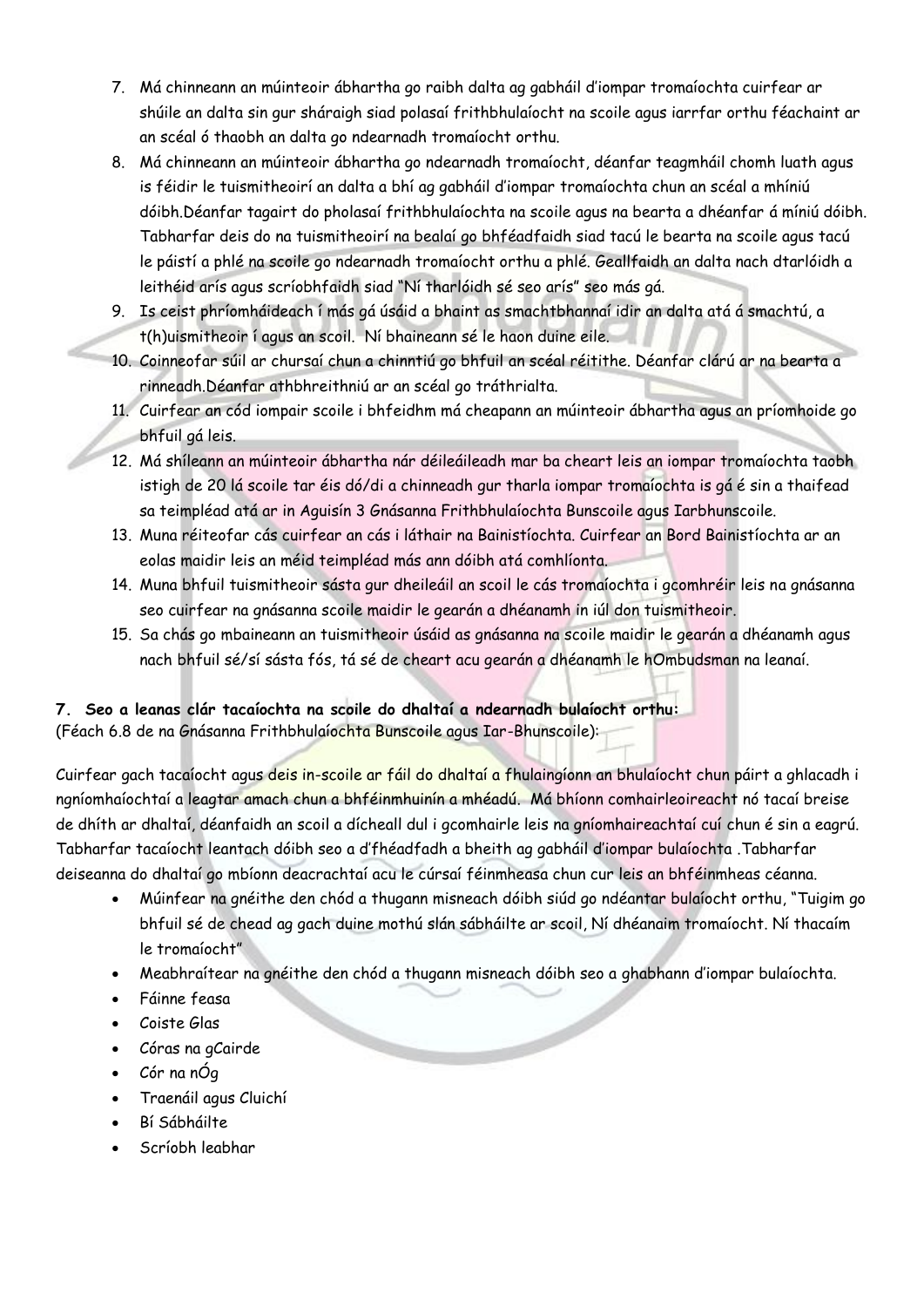7. Má chinneann an múinteoir ábhartha go raibh dalta ag gabháil d'iompar tromaíochta cuirfear ar shúile an dalta sin gur sháraigh siad polasaí frithbhulaíocht na scoile agus iarrfar orthu féachaint ar an scéal ó thaobh an dalta go ndearnadh tromaíocht orthu.
8. Má chinneann an múinteoir ábhartha go ndearnadh tromaíocht, déanfar teagmháil chomh luath agus is féidir le tuismitheoirí an dalta a bhí ag gabháil d'iompar tromaíochta chun an scéal a mhíniú dóibh.Déanfar tagairt do pholasaí frithbhulaíochta na scoile agus na bearta a dhéanfar á míniú dóibh. Tabharfar deis do na tuismitheoirí na bealaí go bhféadfaidh siad tacú le bearta na scoile agus tacú le páistí a phlé na scoile go ndearnadh tromaíocht orthu a phlé. Geallfaidh an dalta nach dtarlóidh a leithéid arís agus scríobhfaidh siad "Ní tharlóidh sé seo arís" seo más gá.
9. Is ceist phríomháideach í más gá úsáid a bhaint as smachtbhannaí idir an dalta atá á smachtú, a t(h)uismitheoir í agus an scoil. Ní bhaineann sé le haon duine eile.
10. Coinneofar súil ar chursaí chun a chinntiú go bhfuil an scéal réitithe. Déanfar clárú ar na bearta a rinneadh.Déanfar athbhreithniú ar an scéal go tráthrialta.
11. Cuirfear an cód iompair scoile i bhfeidhm má cheapann an múinteoir ábhartha agus an príomhoide go bhfuil gá leis.
12. Má shíleann an múinteoir ábhartha nár déileáileadh mar ba cheart leis an iompar tromaíochta taobh istigh de 20 lá scoile tar éis dó/di a chinneadh gur tharla iompar tromaíochta is gá é sin a thaifead sa teimpléad atá ar in Aguisín 3 Gnásanna Frithbhulaíochta Bunscoile agus Iarbhunscoile.
13. Muna réiteofar cás cuirfear an cás i láthair na Bainistíochta. Cuirfear an Bord Bainistíochta ar an eolas maidir leis an méid teimpléad más ann dóibh atá comhlíonta.
14. Muna bhfuil tuismitheoir sásta gur dheileáil an scoil le cás tromaíochta i gcomhréir leis na gnásanna seo cuirfear na gnásanna scoile maidir le gearán a dhéanamh in iúl don tuismitheoir.
15. Sa chás go mbaineann an tuismitheoir úsáid as gnásanna na scoile maidir le gearán a dhéanamh agus nach bhfuil sé/sí sásta fós, tá sé de cheart acu gearán a dhéanamh le hOmbudsman na leanaí.

**7. Seo a leanas clár tacaíochta na scoile do dhaltaí a ndearnadh bulaíocht orthu:**
(Féach 6.8 de na Gnásanna Frithbhulaíochta Bunscoile agus Iar-Bhunscoile):

Cuirfear gach tacaíocht agus deis in-scoile ar fáil do dhaltaí a fhulaingíonn an bhulaíocht chun páirt a ghlacadh i ngníomhaíochtaí a leagtar amach chun a bhféinmhuinín a mhéadú. Má bhíonn comhairleoireacht nó tacaí breise de dhíth ar dhaltaí, déanfaidh an scoil a dícheall dul i gcomhairle leis na gníomhaireachtaí cuí chun é sin a eagrú. Tabharfar tacaíocht leantach dóibh seo a d'fhéadfadh a bheith ag gabháil d'iompar bulaíochta .Tabharfar deiseanna do dhaltaí go mbíonn deacrachtaí acu le cúrsaí féinmheasa chun cur leis an bhféinmheas céanna.

- Múinfear na gnéithe den chód a thugann misneach dóibh siúd go ndéantar bulaíocht orthu, "Tuigim go bhfuil sé de chead ag gach duine mothú slán sábháilte ar scoil, Ní dhéanaim tromaíocht. Ní thacaím le tromaíocht"
- Meabhraítear na gnéithe den chód a thugann misneach dóibh seo a ghabhann d'iompar bulaíochta.
- Fáinne feasa
- Coiste Glas
- Córas na gCairde
- Cór na nÓg
- Traenáil agus Cluichí
- Bí Sábháilte
- Scríobh leabhar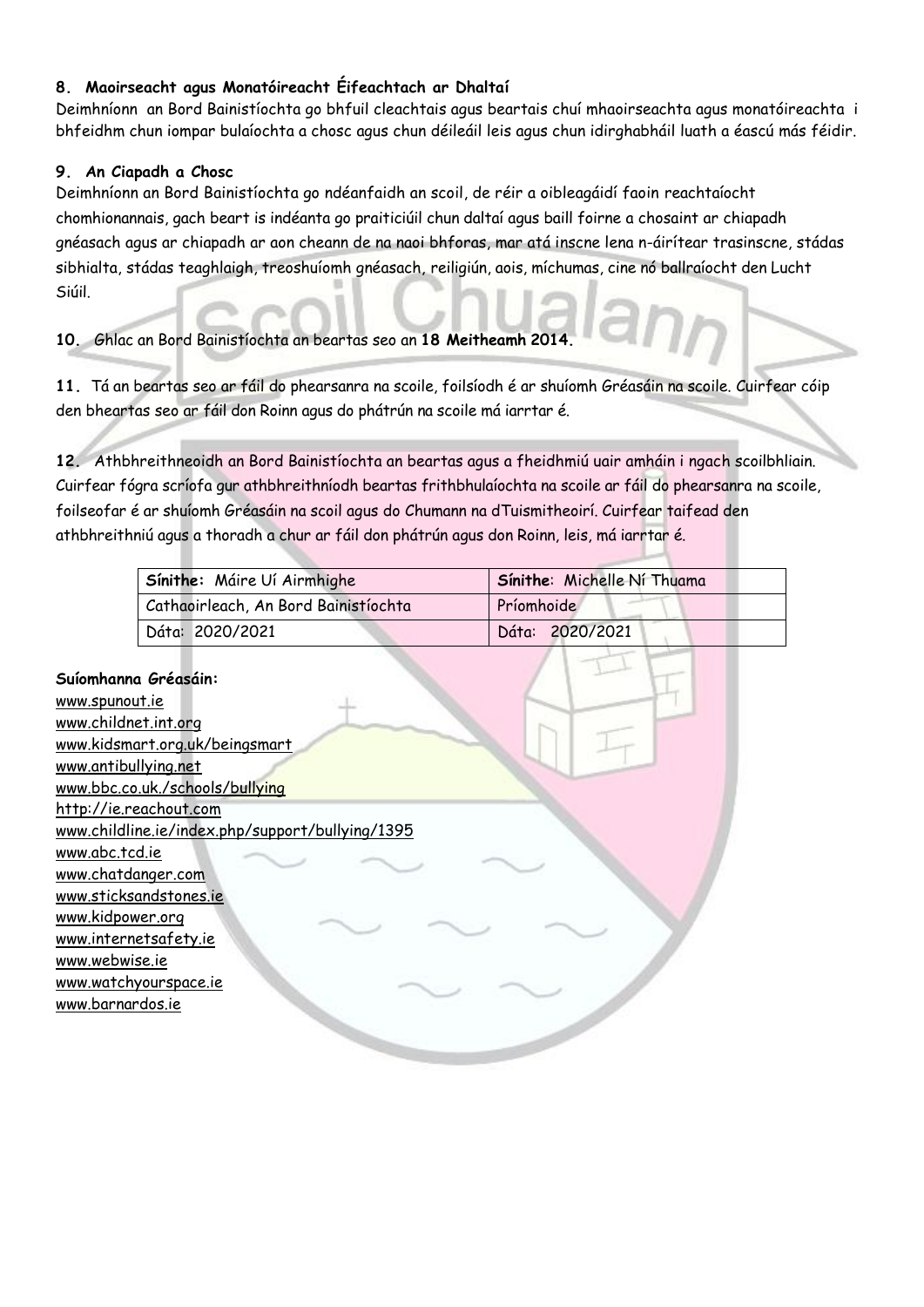**8. Maoirseacht agus Monatóireacht Éifeachtach ar Dhaltaí**

Deimhníonn an Bord Bainistíochta go bhfuil cleachtais agus beartais chuí mhaoirseachta agus monatóireachta i bhfeidhm chun iompar bulaíochta a chosc agus chun déileáil leis agus chun idirghabháil luath a éascú más féidir.

**9. An Ciapadh a Chosc**

Deimhníonn an Bord Bainistíochta go ndéanfaidh an scoil, de réir a oibleagáidí faoin reachtaíocht chomhionannais, gach beart is indéanta go praiticiúil chun daltaí agus baill foirne a chosaint ar chiapadh gnéasach agus ar chiapadh ar aon cheann de na naoi bhforas, mar atá inscne lena n-áirítear trasinscne, stádas sibhialta, stádas teaghlaigh, treoshuíomh gnéasach, reiligiún, aois, míchumas, cine nó ballraíocht den Lucht Siúil.

**10.** Ghlac an Bord Bainistíochta an beartas seo an **18 Meitheamh 2014.**

**11.** Tá an beartas seo ar fáil do phearsanra na scoile, foilsíodh é ar shuíomh Gréasáin na scoile. Cuirfear cóip den bheartas seo ar fáil don Roinn agus do phátrún na scoile má iarrtar é.

**12.** Athbhreithneoidh an Bord Bainistíochta an beartas agus a fheidhmiú uair amháin i ngach scoilbhliain. Cuirfear fógra scríofa gur athbhreithníodh beartas frithbhulaíochta na scoile ar fáil do phearsanra na scoile, foilseofar é ar shuíomh Gréasáin na scoil agus do Chumann na dTuismitheoirí. Cuirfear taifead den athbhreithniú agus a thoradh a chur ar fáil don phátrún agus don Roinn, leis, má iarrtar é.

| | |
|---|---|
| **Sínithe:** Máire Uí Airmhighe | **Sínithe**: Michelle Ní Thuama |
| Cathaoirleach, An Bord Bainistíochta | Príomhoide |
| Dáta: 2020/2021 | Dáta: 2020/2021 |

**Suíomhanna Gréasáin:**

www.spunout.ie
www.childnet.int.org
www.kidsmart.org.uk/beingsmart
www.antibullying.net
www.bbc.co.uk./schools/bullying
http://ie.reachout.com
www.childline.ie/index.php/support/bullying/1395
www.abc.tcd.ie
www.chatdanger.com
www.sticksandstones.ie
www.kidpower.org
www.internetsafety.ie
www.webwise.ie
www.watchyourspace.ie
www.barnardos.ie